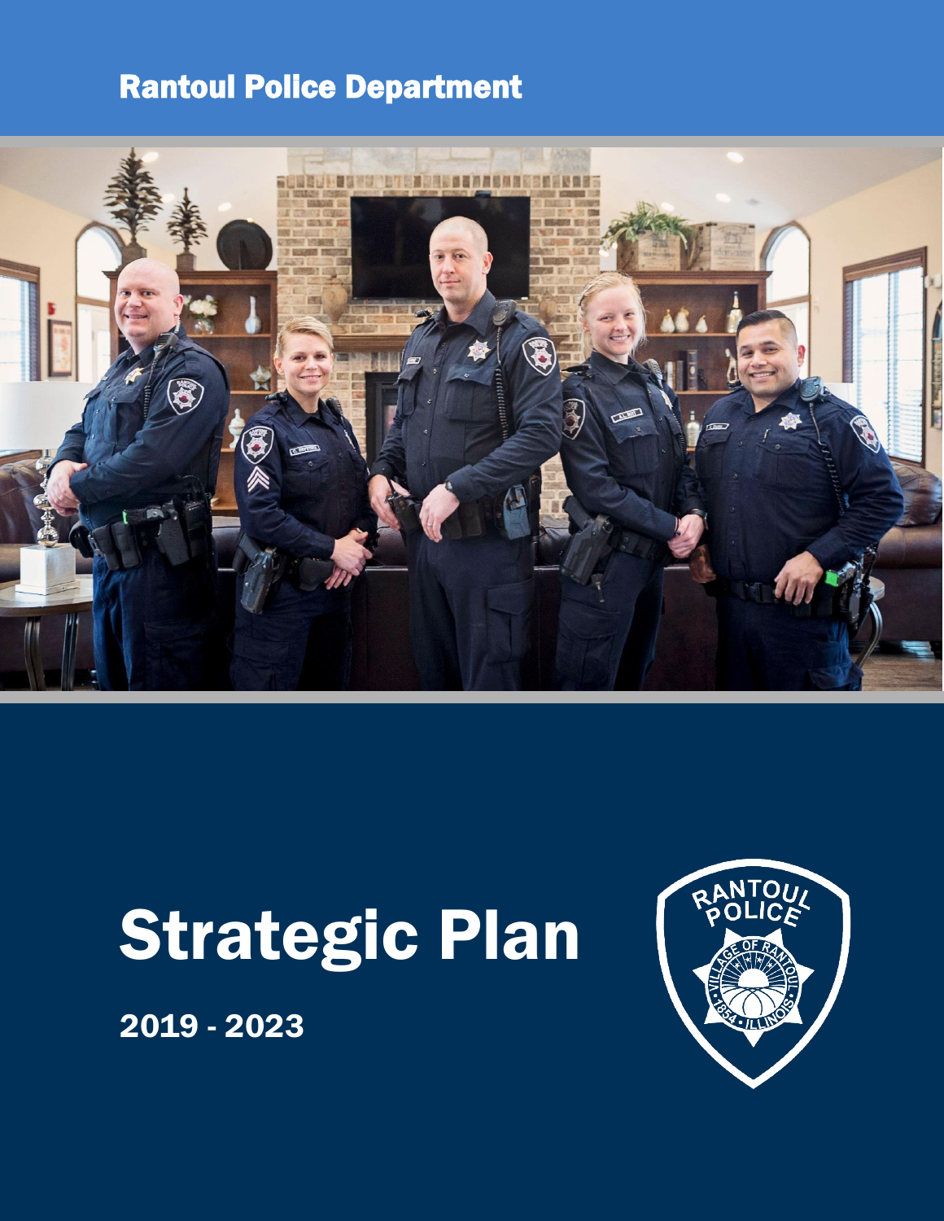Rantoul Police Department

# Strategic Plan

## 2019 - 2023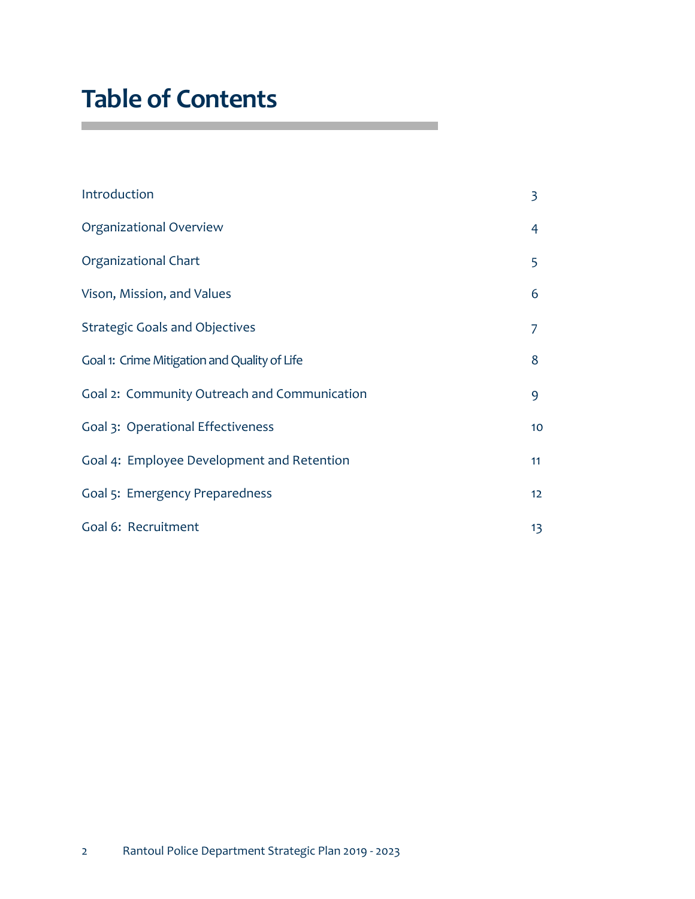# Table of Contents

| | |
|---|---|
| Introduction | 3 |
| Organizational Overview | 4 |
| Organizational Chart | 5 |
| Vison, Mission, and Values | 6 |
| Strategic Goals and Objectives | 7 |
| Goal 1: Crime Mitigation and Quality of Life | 8 |
| Goal 2: Community Outreach and Communication | 9 |
| Goal 3: Operational Effectiveness | 10 |
| Goal 4: Employee Development and Retention | 11 |
| Goal 5: Emergency Preparedness | 12 |
| Goal 6: Recruitment | 13 |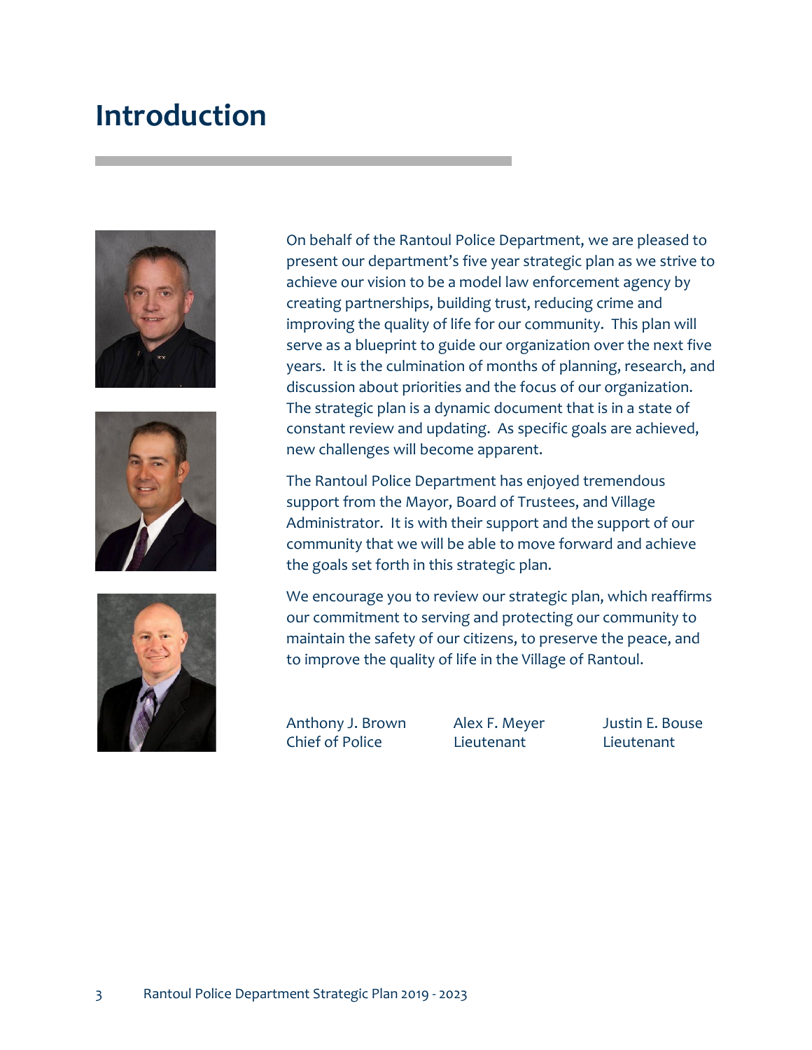# Introduction

On behalf of the Rantoul Police Department, we are pleased to present our department's five year strategic plan as we strive to achieve our vision to be a model law enforcement agency by creating partnerships, building trust, reducing crime and improving the quality of life for our community. This plan will serve as a blueprint to guide our organization over the next five years. It is the culmination of months of planning, research, and discussion about priorities and the focus of our organization. The strategic plan is a dynamic document that is in a state of constant review and updating. As specific goals are achieved, new challenges will become apparent.

The Rantoul Police Department has enjoyed tremendous support from the Mayor, Board of Trustees, and Village Administrator. It is with their support and the support of our community that we will be able to move forward and achieve the goals set forth in this strategic plan.

We encourage you to review our strategic plan, which reaffirms our commitment to serving and protecting our community to maintain the safety of our citizens, to preserve the peace, and to improve the quality of life in the Village of Rantoul.

Anthony J. Brown
Chief of Police

Alex F. Meyer
Lieutenant

Justin E. Bouse
Lieutenant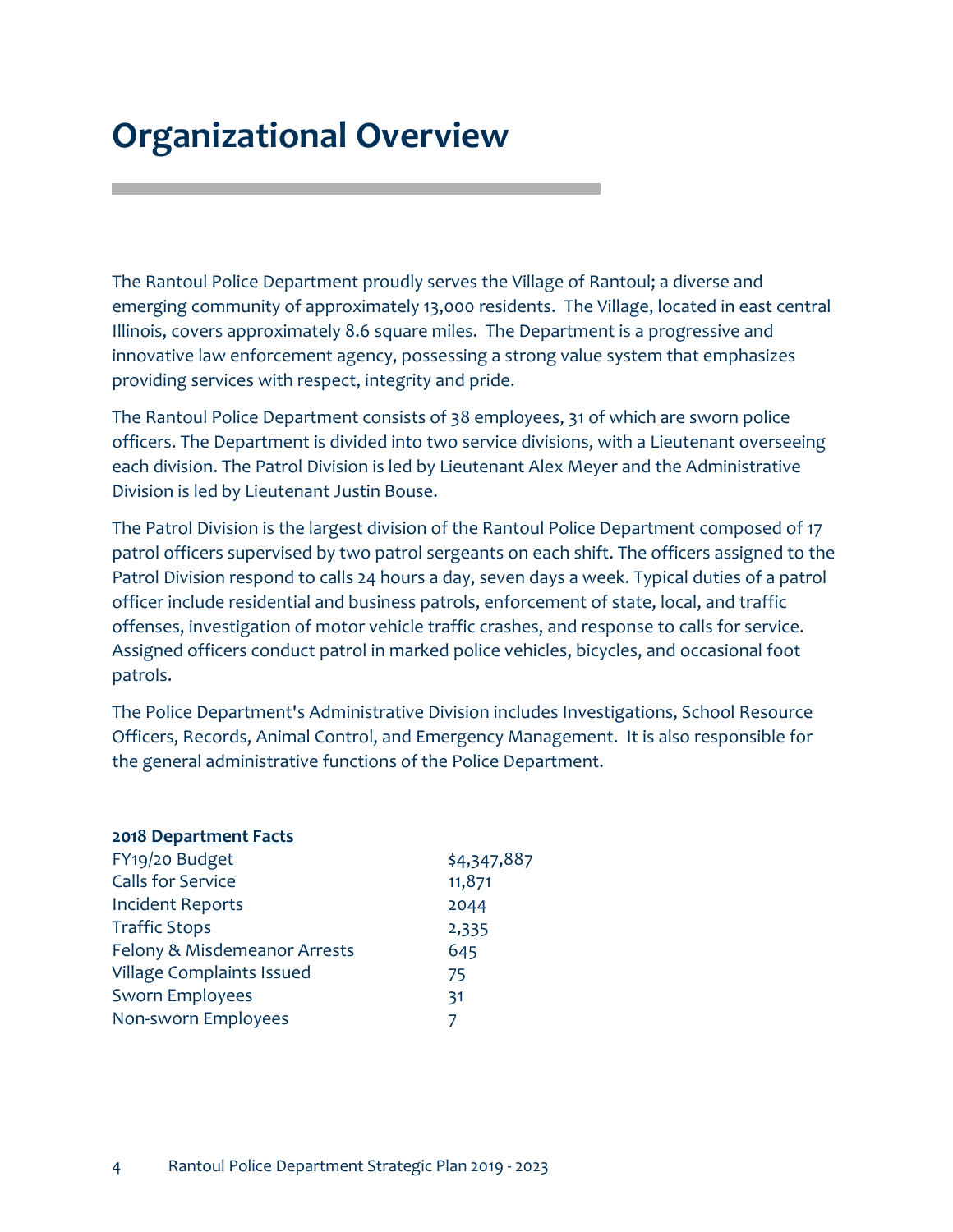# Organizational Overview

The Rantoul Police Department proudly serves the Village of Rantoul; a diverse and emerging community of approximately 13,000 residents. The Village, located in east central Illinois, covers approximately 8.6 square miles. The Department is a progressive and innovative law enforcement agency, possessing a strong value system that emphasizes providing services with respect, integrity and pride.

The Rantoul Police Department consists of 38 employees, 31 of which are sworn police officers. The Department is divided into two service divisions, with a Lieutenant overseeing each division. The Patrol Division is led by Lieutenant Alex Meyer and the Administrative Division is led by Lieutenant Justin Bouse.

The Patrol Division is the largest division of the Rantoul Police Department composed of 17 patrol officers supervised by two patrol sergeants on each shift. The officers assigned to the Patrol Division respond to calls 24 hours a day, seven days a week. Typical duties of a patrol officer include residential and business patrols, enforcement of state, local, and traffic offenses, investigation of motor vehicle traffic crashes, and response to calls for service. Assigned officers conduct patrol in marked police vehicles, bicycles, and occasional foot patrols.

The Police Department's Administrative Division includes Investigations, School Resource Officers, Records, Animal Control, and Emergency Management. It is also responsible for the general administrative functions of the Police Department.

**2018 Department Facts**

| | |
|---|---|
| FY19/20 Budget | $4,347,887 |
| Calls for Service | 11,871 |
| Incident Reports | 2044 |
| Traffic Stops | 2,335 |
| Felony & Misdemeanor Arrests | 645 |
| Village Complaints Issued | 75 |
| Sworn Employees | 31 |
| Non-sworn Employees | 7 |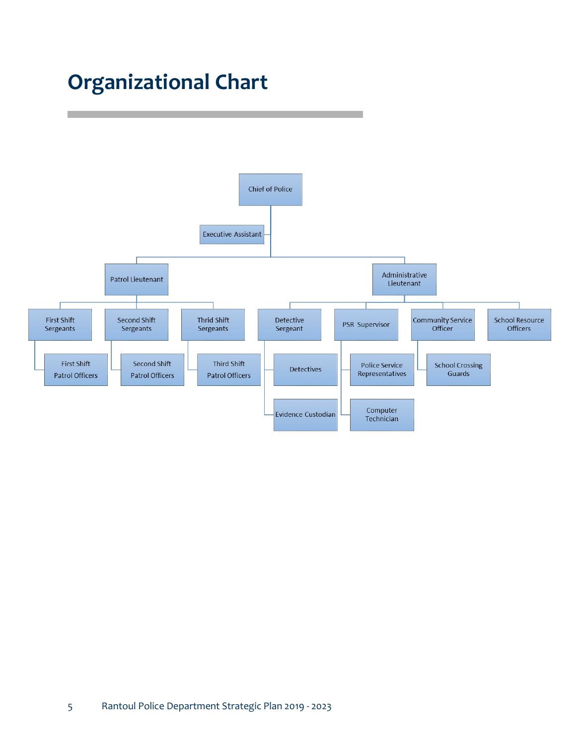# Organizational Chart

- Chief of Police
  - Executive Assistant
  - Patrol Lieutenant
    - First Shift Sergeants
      - First Shift Patrol Officers
    - Second Shift Sergeants
      - Second Shift Patrol Officers
    - Thrid Shift Sergeants
      - Third Shift Patrol Officers
  - Administrative Lieutenant
    - Detective Sergeant
      - Detectives
      - Evidence Custodian
    - PSR Supervisor
      - Police Service Representatives
      - Computer Technician
    - Community Service Officer
      - School Crossing Guards
    - School Resource Officers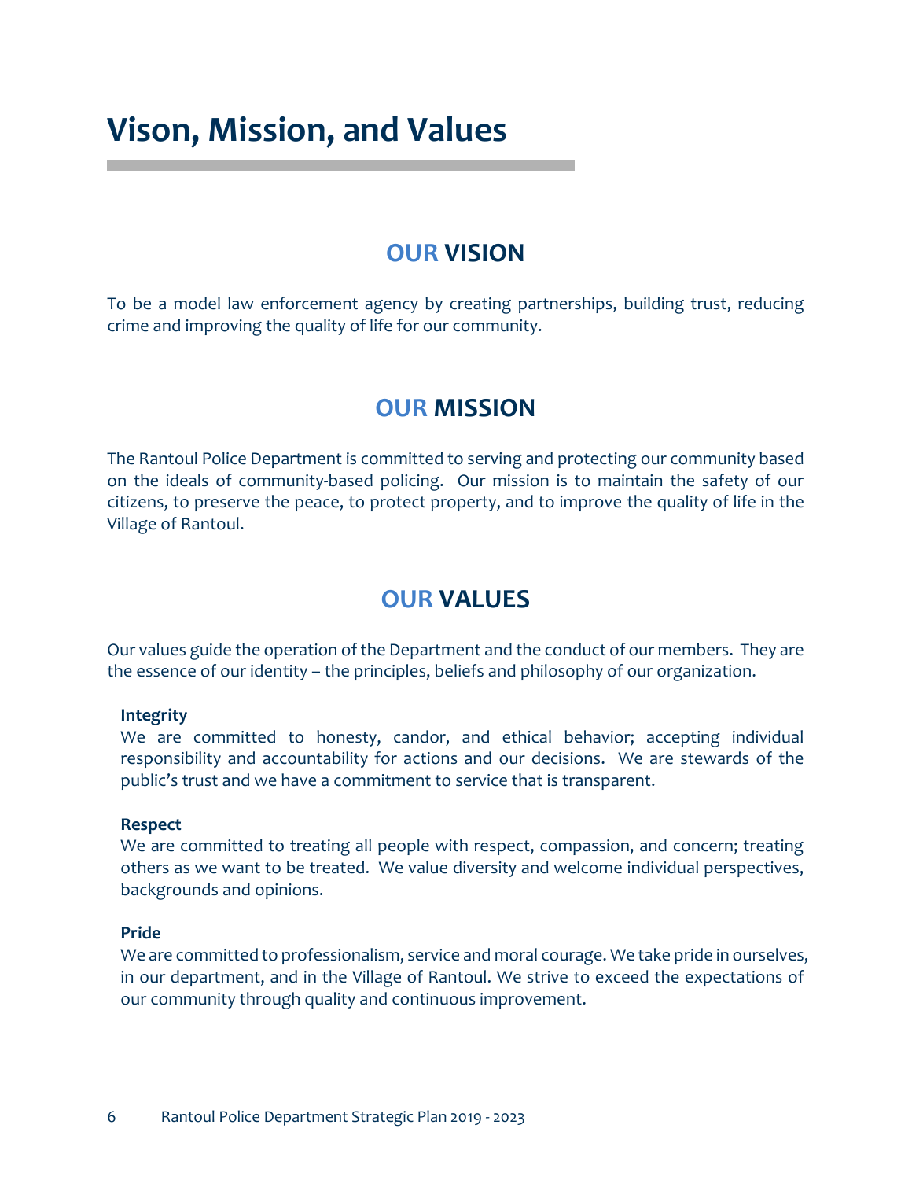# Vison, Mission, and Values

## OUR VISION

To be a model law enforcement agency by creating partnerships, building trust, reducing crime and improving the quality of life for our community.

## OUR MISSION

The Rantoul Police Department is committed to serving and protecting our community based on the ideals of community-based policing. Our mission is to maintain the safety of our citizens, to preserve the peace, to protect property, and to improve the quality of life in the Village of Rantoul.

## OUR VALUES

Our values guide the operation of the Department and the conduct of our members. They are the essence of our identity – the principles, beliefs and philosophy of our organization.

**Integrity**
We are committed to honesty, candor, and ethical behavior; accepting individual responsibility and accountability for actions and our decisions. We are stewards of the public's trust and we have a commitment to service that is transparent.

**Respect**
We are committed to treating all people with respect, compassion, and concern; treating others as we want to be treated. We value diversity and welcome individual perspectives, backgrounds and opinions.

**Pride**
We are committed to professionalism, service and moral courage. We take pride in ourselves, in our department, and in the Village of Rantoul. We strive to exceed the expectations of our community through quality and continuous improvement.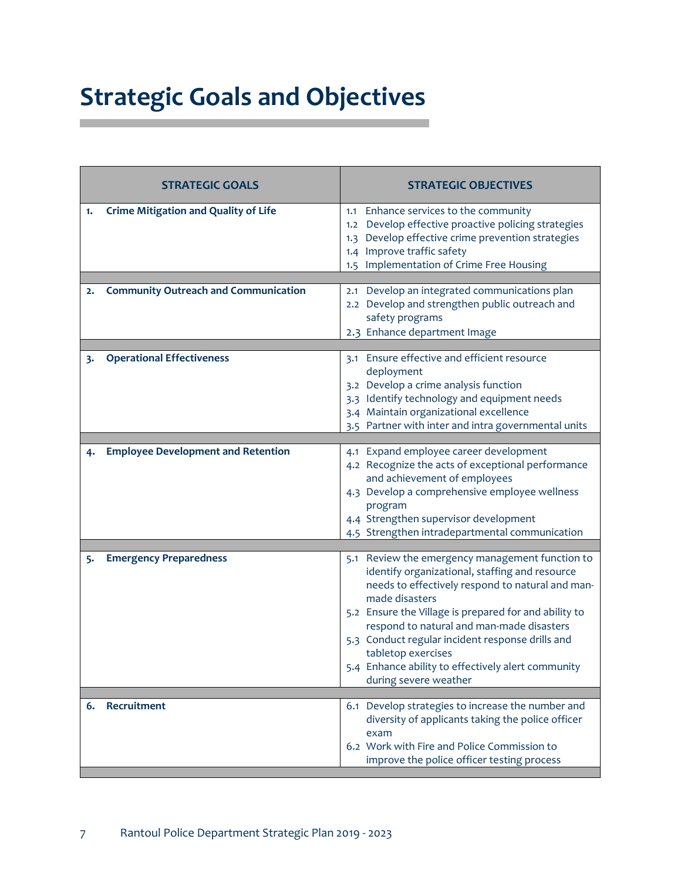# Strategic Goals and Objectives

| STRATEGIC GOALS | STRATEGIC OBJECTIVES |
|---|---|
| **1. Crime Mitigation and Quality of Life** | 1.1 Enhance services to the community<br>1.2 Develop effective proactive policing strategies<br>1.3 Develop effective crime prevention strategies<br>1.4 Improve traffic safety<br>1.5 Implementation of Crime Free Housing |
| **2. Community Outreach and Communication** | 2.1 Develop an integrated communications plan<br>2.2 Develop and strengthen public outreach and safety programs<br>2.3 Enhance department Image |
| **3. Operational Effectiveness** | 3.1 Ensure effective and efficient resource deployment<br>3.2 Develop a crime analysis function<br>3.3 Identify technology and equipment needs<br>3.4 Maintain organizational excellence<br>3.5 Partner with inter and intra governmental units |
| **4. Employee Development and Retention** | 4.1 Expand employee career development<br>4.2 Recognize the acts of exceptional performance and achievement of employees<br>4.3 Develop a comprehensive employee wellness program<br>4.4 Strengthen supervisor development<br>4.5 Strengthen intradepartmental communication |
| **5. Emergency Preparedness** | 5.1 Review the emergency management function to identify organizational, staffing and resource needs to effectively respond to natural and man-made disasters<br>5.2 Ensure the Village is prepared for and ability to respond to natural and man-made disasters<br>5.3 Conduct regular incident response drills and tabletop exercises<br>5.4 Enhance ability to effectively alert community during severe weather |
| **6. Recruitment** | 6.1 Develop strategies to increase the number and diversity of applicants taking the police officer exam<br>6.2 Work with Fire and Police Commission to improve the police officer testing process |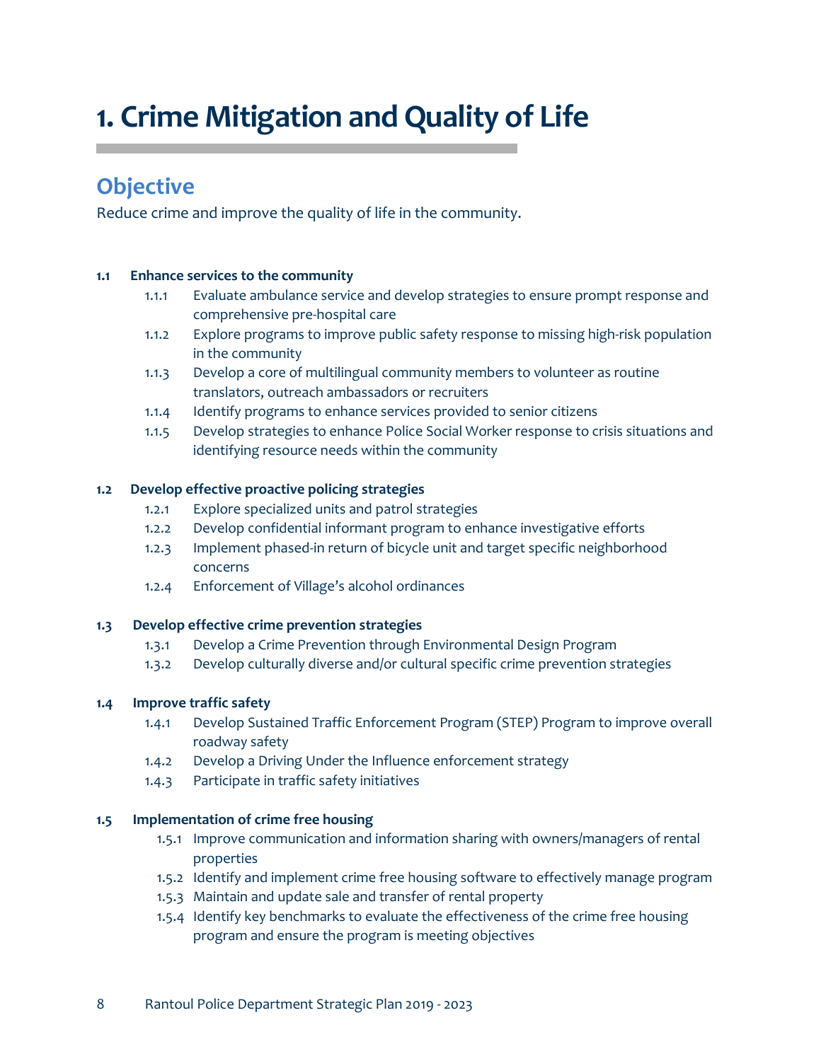# 1. Crime Mitigation and Quality of Life

## Objective

Reduce crime and improve the quality of life in the community.

**1.1 Enhance services to the community**

- 1.1.1 Evaluate ambulance service and develop strategies to ensure prompt response and comprehensive pre-hospital care
- 1.1.2 Explore programs to improve public safety response to missing high-risk population in the community
- 1.1.3 Develop a core of multilingual community members to volunteer as routine translators, outreach ambassadors or recruiters
- 1.1.4 Identify programs to enhance services provided to senior citizens
- 1.1.5 Develop strategies to enhance Police Social Worker response to crisis situations and identifying resource needs within the community

**1.2 Develop effective proactive policing strategies**

- 1.2.1 Explore specialized units and patrol strategies
- 1.2.2 Develop confidential informant program to enhance investigative efforts
- 1.2.3 Implement phased-in return of bicycle unit and target specific neighborhood concerns
- 1.2.4 Enforcement of Village's alcohol ordinances

**1.3 Develop effective crime prevention strategies**

- 1.3.1 Develop a Crime Prevention through Environmental Design Program
- 1.3.2 Develop culturally diverse and/or cultural specific crime prevention strategies

**1.4 Improve traffic safety**

- 1.4.1 Develop Sustained Traffic Enforcement Program (STEP) Program to improve overall roadway safety
- 1.4.2 Develop a Driving Under the Influence enforcement strategy
- 1.4.3 Participate in traffic safety initiatives

**1.5 Implementation of crime free housing**

- 1.5.1 Improve communication and information sharing with owners/managers of rental properties
- 1.5.2 Identify and implement crime free housing software to effectively manage program
- 1.5.3 Maintain and update sale and transfer of rental property
- 1.5.4 Identify key benchmarks to evaluate the effectiveness of the crime free housing program and ensure the program is meeting objectives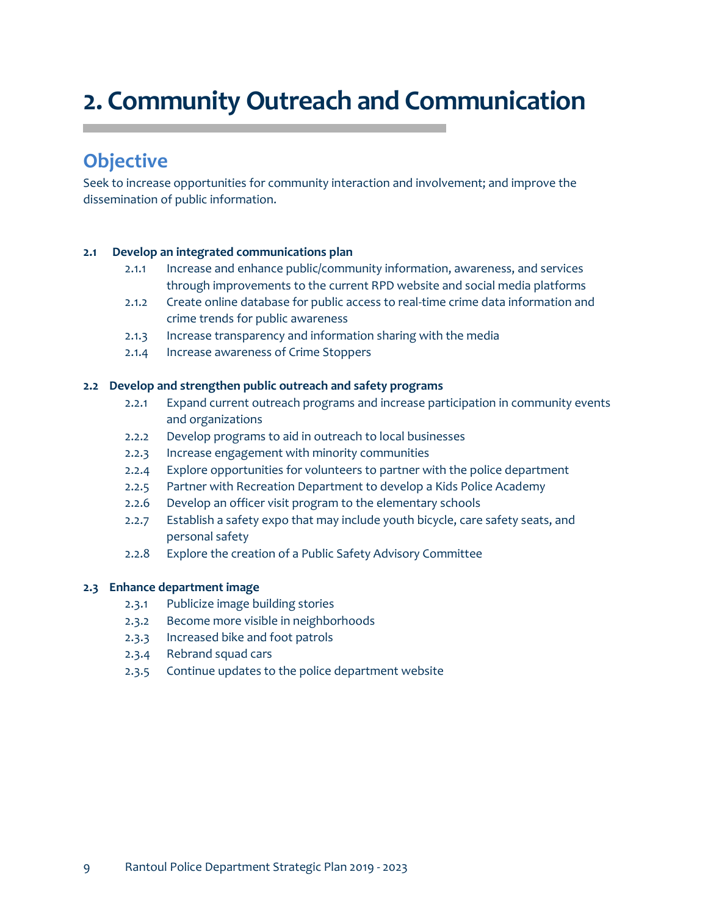# 2. Community Outreach and Communication

## Objective

Seek to increase opportunities for community interaction and involvement; and improve the dissemination of public information.

**2.1 Develop an integrated communications plan**

- 2.1.1 Increase and enhance public/community information, awareness, and services through improvements to the current RPD website and social media platforms
- 2.1.2 Create online database for public access to real-time crime data information and crime trends for public awareness
- 2.1.3 Increase transparency and information sharing with the media
- 2.1.4 Increase awareness of Crime Stoppers

**2.2 Develop and strengthen public outreach and safety programs**

- 2.2.1 Expand current outreach programs and increase participation in community events and organizations
- 2.2.2 Develop programs to aid in outreach to local businesses
- 2.2.3 Increase engagement with minority communities
- 2.2.4 Explore opportunities for volunteers to partner with the police department
- 2.2.5 Partner with Recreation Department to develop a Kids Police Academy
- 2.2.6 Develop an officer visit program to the elementary schools
- 2.2.7 Establish a safety expo that may include youth bicycle, care safety seats, and personal safety
- 2.2.8 Explore the creation of a Public Safety Advisory Committee

**2.3 Enhance department image**

- 2.3.1 Publicize image building stories
- 2.3.2 Become more visible in neighborhoods
- 2.3.3 Increased bike and foot patrols
- 2.3.4 Rebrand squad cars
- 2.3.5 Continue updates to the police department website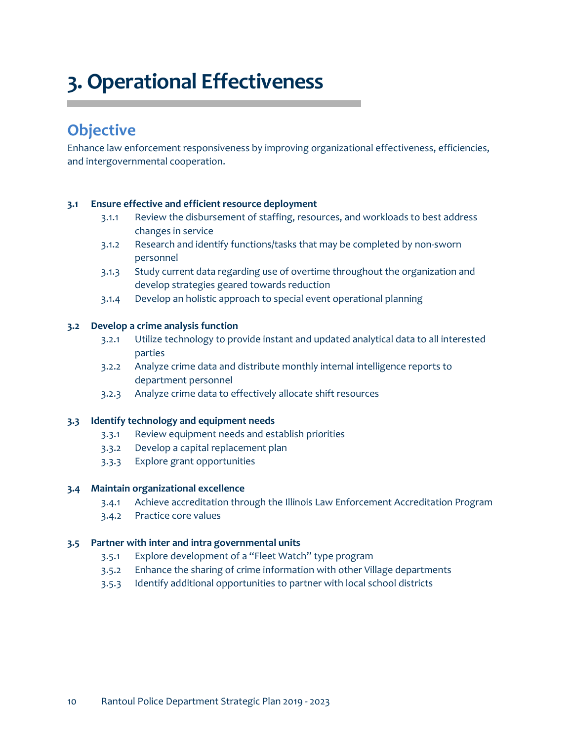# 3. Operational Effectiveness

## Objective

Enhance law enforcement responsiveness by improving organizational effectiveness, efficiencies, and intergovernmental cooperation.

**3.1 Ensure effective and efficient resource deployment**

- 3.1.1 Review the disbursement of staffing, resources, and workloads to best address changes in service
- 3.1.2 Research and identify functions/tasks that may be completed by non-sworn personnel
- 3.1.3 Study current data regarding use of overtime throughout the organization and develop strategies geared towards reduction
- 3.1.4 Develop an holistic approach to special event operational planning

**3.2 Develop a crime analysis function**

- 3.2.1 Utilize technology to provide instant and updated analytical data to all interested parties
- 3.2.2 Analyze crime data and distribute monthly internal intelligence reports to department personnel
- 3.2.3 Analyze crime data to effectively allocate shift resources

**3.3 Identify technology and equipment needs**

- 3.3.1 Review equipment needs and establish priorities
- 3.3.2 Develop a capital replacement plan
- 3.3.3 Explore grant opportunities

**3.4 Maintain organizational excellence**

- 3.4.1 Achieve accreditation through the Illinois Law Enforcement Accreditation Program
- 3.4.2 Practice core values

**3.5 Partner with inter and intra governmental units**

- 3.5.1 Explore development of a "Fleet Watch" type program
- 3.5.2 Enhance the sharing of crime information with other Village departments
- 3.5.3 Identify additional opportunities to partner with local school districts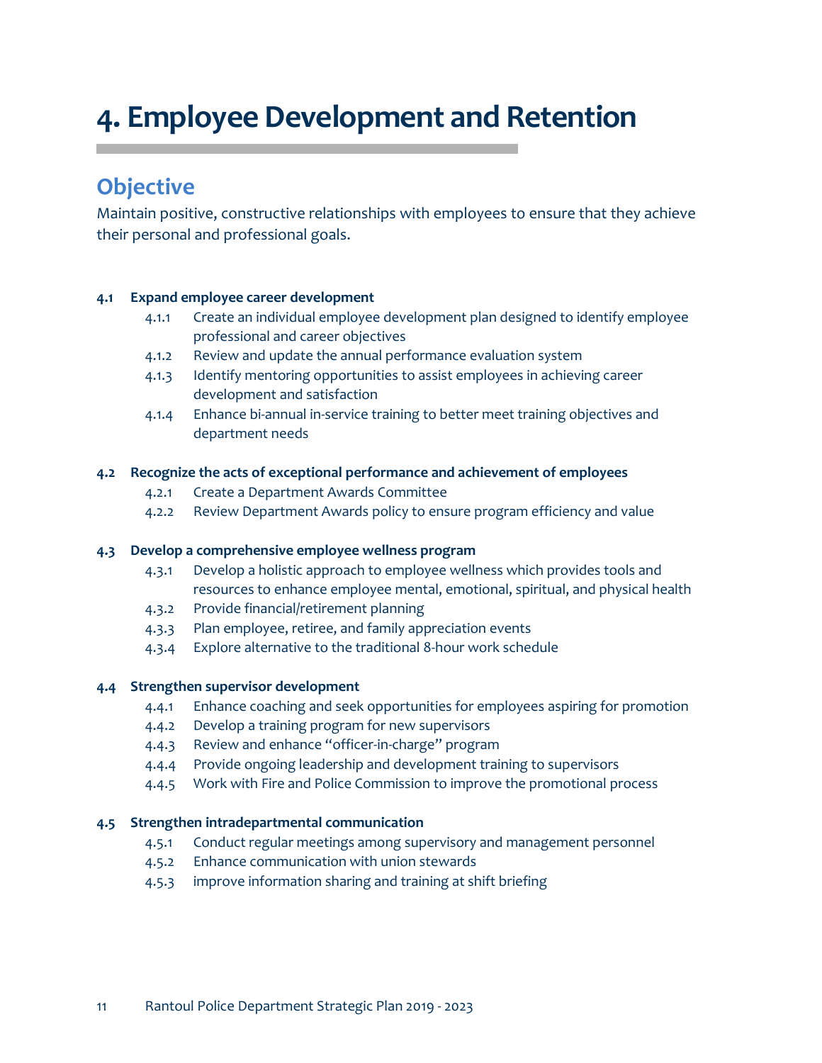# 4. Employee Development and Retention

## Objective

Maintain positive, constructive relationships with employees to ensure that they achieve their personal and professional goals.

**4.1 Expand employee career development**

- 4.1.1 Create an individual employee development plan designed to identify employee professional and career objectives
- 4.1.2 Review and update the annual performance evaluation system
- 4.1.3 Identify mentoring opportunities to assist employees in achieving career development and satisfaction
- 4.1.4 Enhance bi-annual in-service training to better meet training objectives and department needs

**4.2 Recognize the acts of exceptional performance and achievement of employees**

- 4.2.1 Create a Department Awards Committee
- 4.2.2 Review Department Awards policy to ensure program efficiency and value

**4.3 Develop a comprehensive employee wellness program**

- 4.3.1 Develop a holistic approach to employee wellness which provides tools and resources to enhance employee mental, emotional, spiritual, and physical health
- 4.3.2 Provide financial/retirement planning
- 4.3.3 Plan employee, retiree, and family appreciation events
- 4.3.4 Explore alternative to the traditional 8-hour work schedule

**4.4 Strengthen supervisor development**

- 4.4.1 Enhance coaching and seek opportunities for employees aspiring for promotion
- 4.4.2 Develop a training program for new supervisors
- 4.4.3 Review and enhance "officer-in-charge" program
- 4.4.4 Provide ongoing leadership and development training to supervisors
- 4.4.5 Work with Fire and Police Commission to improve the promotional process

**4.5 Strengthen intradepartmental communication**

- 4.5.1 Conduct regular meetings among supervisory and management personnel
- 4.5.2 Enhance communication with union stewards
- 4.5.3 improve information sharing and training at shift briefing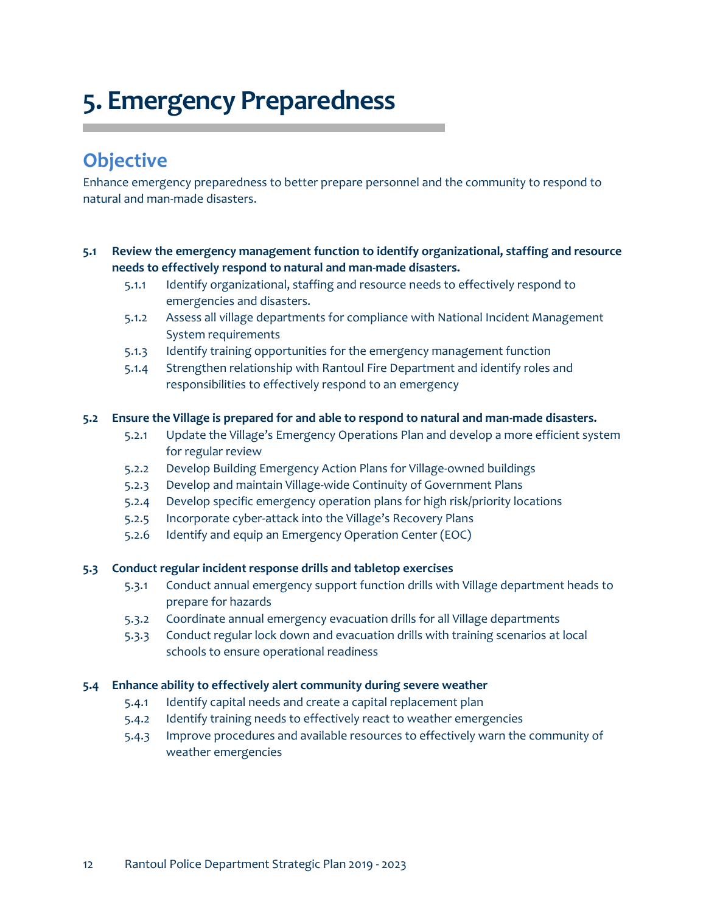# 5. Emergency Preparedness

## Objective

Enhance emergency preparedness to better prepare personnel and the community to respond to natural and man-made disasters.

**5.1 Review the emergency management function to identify organizational, staffing and resource needs to effectively respond to natural and man-made disasters.**

- 5.1.1 Identify organizational, staffing and resource needs to effectively respond to emergencies and disasters.
- 5.1.2 Assess all village departments for compliance with National Incident Management System requirements
- 5.1.3 Identify training opportunities for the emergency management function
- 5.1.4 Strengthen relationship with Rantoul Fire Department and identify roles and responsibilities to effectively respond to an emergency

**5.2 Ensure the Village is prepared for and able to respond to natural and man-made disasters.**

- 5.2.1 Update the Village's Emergency Operations Plan and develop a more efficient system for regular review
- 5.2.2 Develop Building Emergency Action Plans for Village-owned buildings
- 5.2.3 Develop and maintain Village-wide Continuity of Government Plans
- 5.2.4 Develop specific emergency operation plans for high risk/priority locations
- 5.2.5 Incorporate cyber-attack into the Village's Recovery Plans
- 5.2.6 Identify and equip an Emergency Operation Center (EOC)

**5.3 Conduct regular incident response drills and tabletop exercises**

- 5.3.1 Conduct annual emergency support function drills with Village department heads to prepare for hazards
- 5.3.2 Coordinate annual emergency evacuation drills for all Village departments
- 5.3.3 Conduct regular lock down and evacuation drills with training scenarios at local schools to ensure operational readiness

**5.4 Enhance ability to effectively alert community during severe weather**

- 5.4.1 Identify capital needs and create a capital replacement plan
- 5.4.2 Identify training needs to effectively react to weather emergencies
- 5.4.3 Improve procedures and available resources to effectively warn the community of weather emergencies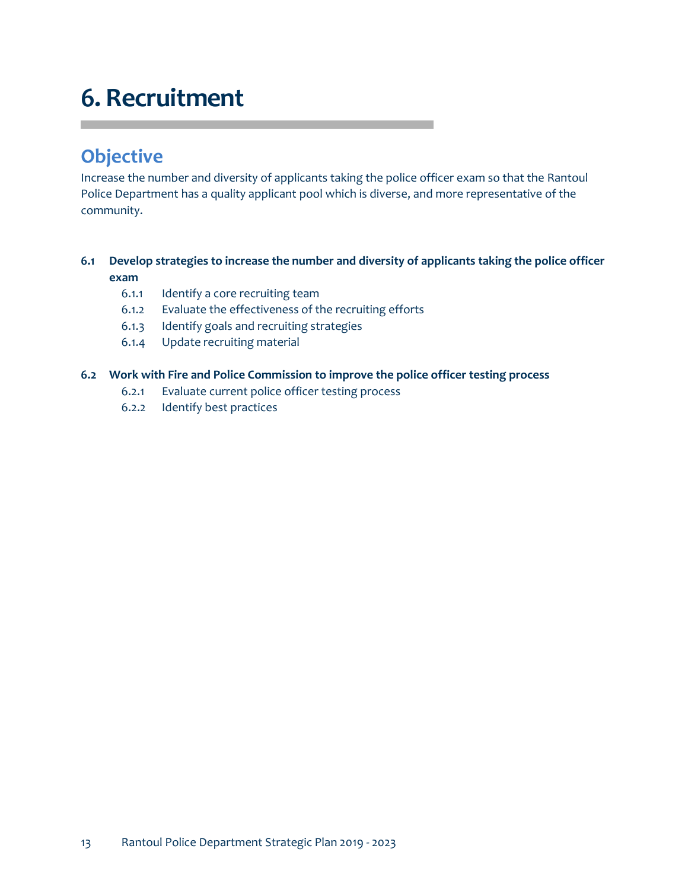# 6. Recruitment

## Objective

Increase the number and diversity of applicants taking the police officer exam so that the Rantoul Police Department has a quality applicant pool which is diverse, and more representative of the community.

**6.1 Develop strategies to increase the number and diversity of applicants taking the police officer exam**

- 6.1.1 Identify a core recruiting team
- 6.1.2 Evaluate the effectiveness of the recruiting efforts
- 6.1.3 Identify goals and recruiting strategies
- 6.1.4 Update recruiting material

**6.2 Work with Fire and Police Commission to improve the police officer testing process**

- 6.2.1 Evaluate current police officer testing process
- 6.2.2 Identify best practices